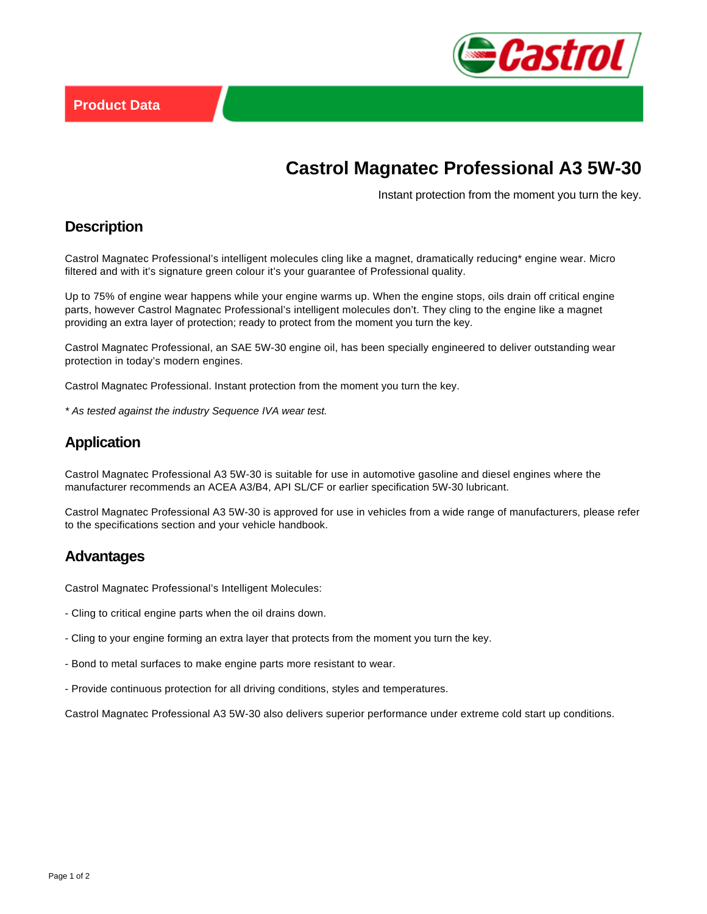Product Data

# Castrol Magnatec Professional A3 5W-30

Instant protection from the moment you turn the key.

## Description

Castrol Magnatec Professional's intelligent molecules cling like a magnet, dramatically reducing* engine wear. Micro filtered and with it's signature green colour it's your guarantee of Professional quality.

Up to 75% of engine wear happens while your engine warms up. When the engine stops, oils drain off critical engine parts, however Castrol Magnatec Professional's intelligent molecules don't. They cling to the engine like a magnet providing an extra layer of protection; ready to protect from the moment you turn the key.

Castrol Magnatec Professional, an SAE 5W-30 engine oil, has been specially engineered to deliver outstanding wear protection in today's modern engines.

Castrol Magnatec Professional. Instant protection from the moment you turn the key.

*\* As tested against the industry Sequence IVA wear test.*

## Application

Castrol Magnatec Professional A3 5W-30 is suitable for use in automotive gasoline and diesel engines where the manufacturer recommends an ACEA A3/B4, API SL/CF or earlier specification 5W-30 lubricant.

Castrol Magnatec Professional A3 5W-30 is approved for use in vehicles from a wide range of manufacturers, please refer to the specifications section and your vehicle handbook.

## Advantages

Castrol Magnatec Professional's Intelligent Molecules:

- Cling to critical engine parts when the oil drains down.

- Cling to your engine forming an extra layer that protects from the moment you turn the key.

- Bond to metal surfaces to make engine parts more resistant to wear.

- Provide continuous protection for all driving conditions, styles and temperatures.

Castrol Magnatec Professional A3 5W-30 also delivers superior performance under extreme cold start up conditions.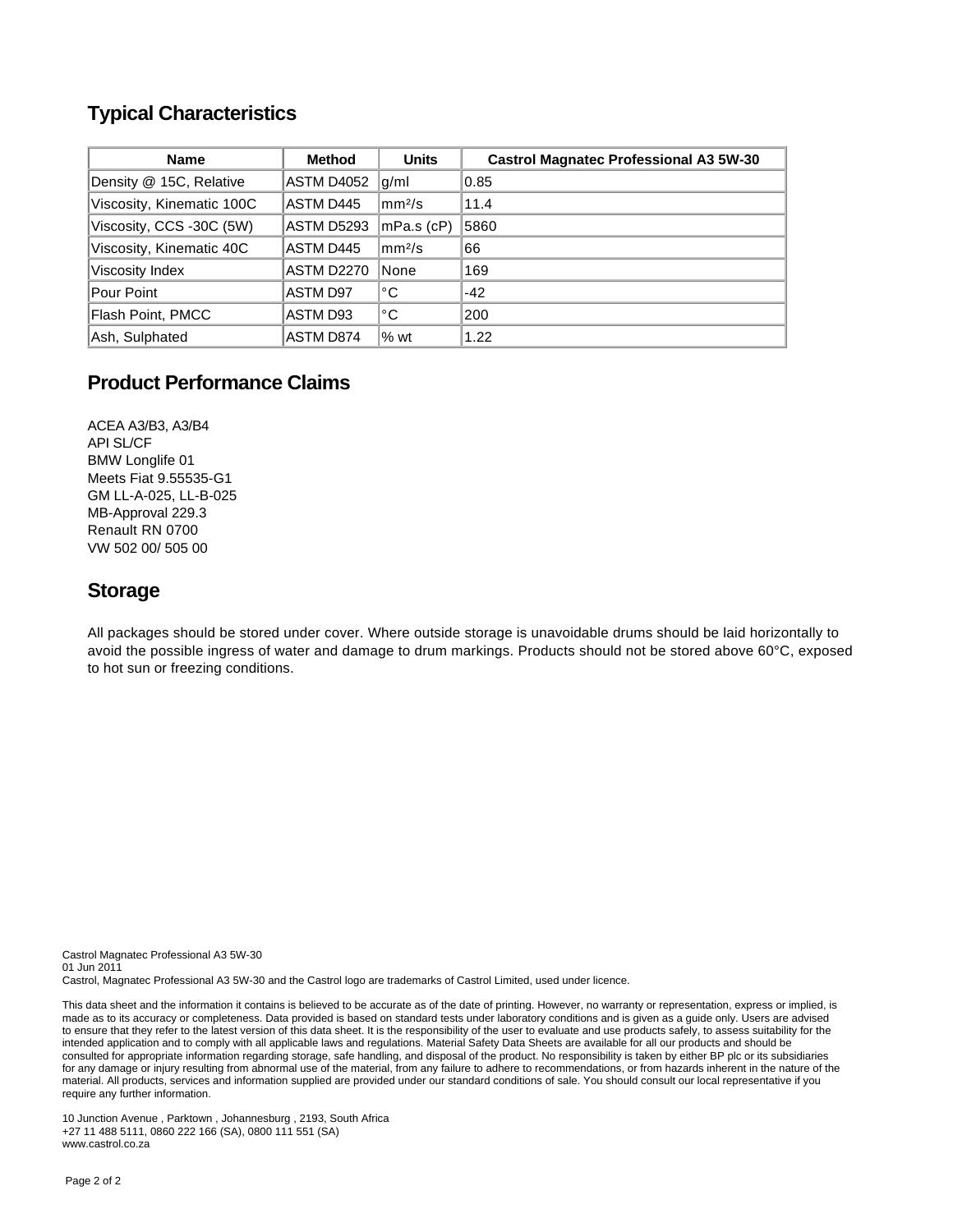## Typical Characteristics

| Name | Method | Units | Castrol Magnatec Professional A3 5W-30 |
| --- | --- | --- | --- |
| Density @ 15C, Relative | ASTM D4052 | g/ml | 0.85 |
| Viscosity, Kinematic 100C | ASTM D445 | $mm^2/s$ | 11.4 |
| Viscosity, CCS -30C (5W) | ASTM D5293 | mPa.s (cP) | 5860 |
| Viscosity, Kinematic 40C | ASTM D445 | $mm^2/s$ | 66 |
| Viscosity Index | ASTM D2270 | None | 169 |
| Pour Point | ASTM D97 | °C | -42 |
| Flash Point, PMCC | ASTM D93 | °C | 200 |
| Ash, Sulphated | ASTM D874 | % wt | 1.22 |

## Product Performance Claims

ACEA A3/B3, A3/B4
API SL/CF
BMW Longlife 01
Meets Fiat 9.55535-G1
GM LL-A-025, LL-B-025
MB-Approval 229.3
Renault RN 0700
VW 502 00/ 505 00

## Storage

All packages should be stored under cover. Where outside storage is unavoidable drums should be laid horizontally to avoid the possible ingress of water and damage to drum markings. Products should not be stored above 60°C, exposed to hot sun or freezing conditions.

Castrol Magnatec Professional A3 5W-30
01 Jun 2011
Castrol, Magnatec Professional A3 5W-30 and the Castrol logo are trademarks of Castrol Limited, used under licence.

This data sheet and the information it contains is believed to be accurate as of the date of printing. However, no warranty or representation, express or implied, is made as to its accuracy or completeness. Data provided is based on standard tests under laboratory conditions and is given as a guide only. Users are advised to ensure that they refer to the latest version of this data sheet. It is the responsibility of the user to evaluate and use products safely, to assess suitability for the intended application and to comply with all applicable laws and regulations. Material Safety Data Sheets are available for all our products and should be consulted for appropriate information regarding storage, safe handling, and disposal of the product. No responsibility is taken by either BP plc or its subsidiaries for any damage or injury resulting from abnormal use of the material, from any failure to adhere to recommendations, or from hazards inherent in the nature of the material. All products, services and information supplied are provided under our standard conditions of sale. You should consult our local representative if you require any further information.

10 Junction Avenue , Parktown , Johannesburg , 2193, South Africa
+27 11 488 5111, 0860 222 166 (SA), 0800 111 551 (SA)
www.castrol.co.za